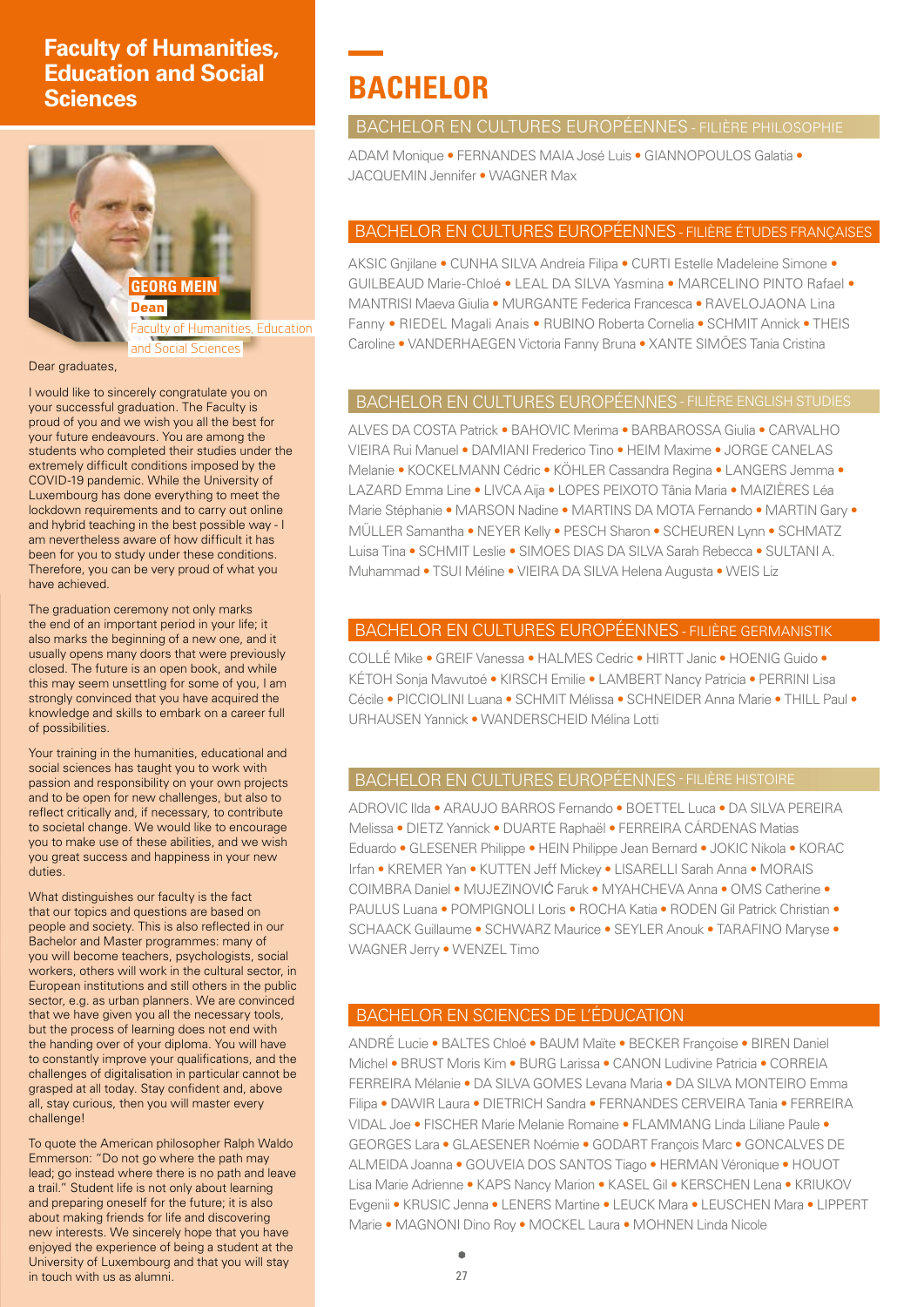## Faculty of Humanities, Education and Social Sciences

**GEORG MEIN**
**Dean**
Faculty of Humanities, Education and Social Sciences

Dear graduates,

I would like to sincerely congratulate you on your successful graduation. The Faculty is proud of you and we wish you all the best for your future endeavours. You are among the students who completed their studies under the extremely difficult conditions imposed by the COVID-19 pandemic. While the University of Luxembourg has done everything to meet the lockdown requirements and to carry out online and hybrid teaching in the best possible way - I am nevertheless aware of how difficult it has been for you to study under these conditions. Therefore, you can be very proud of what you have achieved.

The graduation ceremony not only marks the end of an important period in your life; it also marks the beginning of a new one, and it usually opens many doors that were previously closed. The future is an open book, and while this may seem unsettling for some of you, I am strongly convinced that you have acquired the knowledge and skills to embark on a career full of possibilities.

Your training in the humanities, educational and social sciences has taught you to work with passion and responsibility on your own projects and to be open for new challenges, but also to reflect critically and, if necessary, to contribute to societal change. We would like to encourage you to make use of these abilities, and we wish you great success and happiness in your new duties.

What distinguishes our faculty is the fact that our topics and questions are based on people and society. This is also reflected in our Bachelor and Master programmes: many of you will become teachers, psychologists, social workers, others will work in the cultural sector, in European institutions and still others in the public sector, e.g. as urban planners. We are convinced that we have given you all the necessary tools, but the process of learning does not end with the handing over of your diploma. You will have to constantly improve your qualifications, and the challenges of digitalisation in particular cannot be grasped at all today. Stay confident and, above all, stay curious, then you will master every challenge!

To quote the American philosopher Ralph Waldo Emmerson: "Do not go where the path may lead; go instead where there is no path and leave a trail." Student life is not only about learning and preparing oneself for the future; it is also about making friends for life and discovering new interests. We sincerely hope that you have enjoyed the experience of being a student at the University of Luxembourg and that you will stay in touch with us as alumni.

# BACHELOR

### BACHELOR EN CULTURES EUROPÉENNES - FILIÈRE PHILOSOPHIE

ADAM Monique • FERNANDES MAIA José Luis • GIANNOPOULOS Galatia • JACQUEMIN Jennifer • WAGNER Max

### BACHELOR EN CULTURES EUROPÉENNES - FILIÈRE ÉTUDES FRANÇAISES

AKSIC Gnjilane • CUNHA SILVA Andreia Filipa • CURTI Estelle Madeleine Simone • GUILBEAUD Marie-Chloé • LEAL DA SILVA Yasmina • MARCELINO PINTO Rafael • MANTRISI Maeva Giulia • MURGANTE Federica Francesca • RAVELOJAONA Lina Fanny • RIEDEL Magali Anais • RUBINO Roberta Cornelia • SCHMIT Annick • THEIS Caroline • VANDERHAEGEN Victoria Fanny Bruna • XANTE SIMÕES Tania Cristina

### BACHELOR EN CULTURES EUROPÉENNES - FILIÈRE ENGLISH STUDIES

ALVES DA COSTA Patrick • BAHOVIC Merima • BARBAROSSA Giulia • CARVALHO VIEIRA Rui Manuel • DAMIANI Frederico Tino • HEIM Maxime • JORGE CANELAS Melanie • KOCKELMANN Cédric • KÖHLER Cassandra Regina • LANGERS Jemma • LAZARD Emma Line • LIVCA Aija • LOPES PEIXOTO Tânia Maria • MAIZIÈRES Léa Marie Stéphanie • MARSON Nadine • MARTINS DA MOTA Fernando • MARTIN Gary • MÜLLER Samantha • NEYER Kelly • PESCH Sharon • SCHEUREN Lynn • SCHMATZ Luisa Tina • SCHMIT Leslie • SIMOES DIAS DA SILVA Sarah Rebecca • SULTANI A. Muhammad • TSUI Méline • VIEIRA DA SILVA Helena Augusta • WEIS Liz

### BACHELOR EN CULTURES EUROPÉENNES - FILIÈRE GERMANISTIK

COLLÉ Mike • GREIF Vanessa • HALMES Cedric • HIRTT Janic • HOENIG Guido • KÉTOH Sonja Mawutoé • KIRSCH Emilie • LAMBERT Nancy Patricia • PERRINI Lisa Cécile • PICCIOLINI Luana • SCHMIT Mélissa • SCHNEIDER Anna Marie • THILL Paul • URHAUSEN Yannick • WANDERSCHEID Mélina Lotti

### BACHELOR EN CULTURES EUROPÉENNES - FILIÈRE HISTOIRE

ADROVIC Ilda • ARAUJO BARROS Fernando • BOETTEL Luca • DA SILVA PEREIRA Melissa • DIETZ Yannick • DUARTE Raphaël • FERREIRA CÁRDENAS Matias Eduardo • GLESENER Philippe • HEIN Philippe Jean Bernard • JOKIC Nikola • KORAC Irfan • KREMER Yan • KUTTEN Jeff Mickey • LISARELLI Sarah Anna • MORAIS COIMBRA Daniel • MUJEZINOVIĆ Faruk • MYAHCHEVA Anna • OMS Catherine • PAULUS Luana • POMPIGNOLI Loris • ROCHA Katia • RODEN Gil Patrick Christian • SCHAACK Guillaume • SCHWARZ Maurice • SEYLER Anouk • TARAFINO Maryse • WAGNER Jerry • WENZEL Timo

### BACHELOR EN SCIENCES DE L'ÉDUCATION

ANDRÉ Lucie • BALTES Chloé • BAUM Maïte • BECKER Françoise • BIREN Daniel Michel • BRUST Moris Kim • BURG Larissa • CANON Ludivine Patricia • CORREIA FERREIRA Mélanie • DA SILVA GOMES Levana Maria • DA SILVA MONTEIRO Emma Filipa • DAWIR Laura • DIETRICH Sandra • FERNANDES CERVEIRA Tania • FERREIRA VIDAL Joe • FISCHER Marie Melanie Romaine • FLAMMANG Linda Liliane Paule • GEORGES Lara • GLAESENER Noémie • GODART François Marc • GONCALVES DE ALMEIDA Joanna • GOUVEIA DOS SANTOS Tiago • HERMAN Véronique • HOUOT Lisa Marie Adrienne • KAPS Nancy Marion • KASEL Gil • KERSCHEN Lena • KRIUKOV Evgenii • KRUSIC Jenna • LENERS Martine • LEUCK Mara • LEUSCHEN Mara • LIPPERT Marie • MAGNONI Dino Roy • MOCKEL Laura • MOHNEN Linda Nicole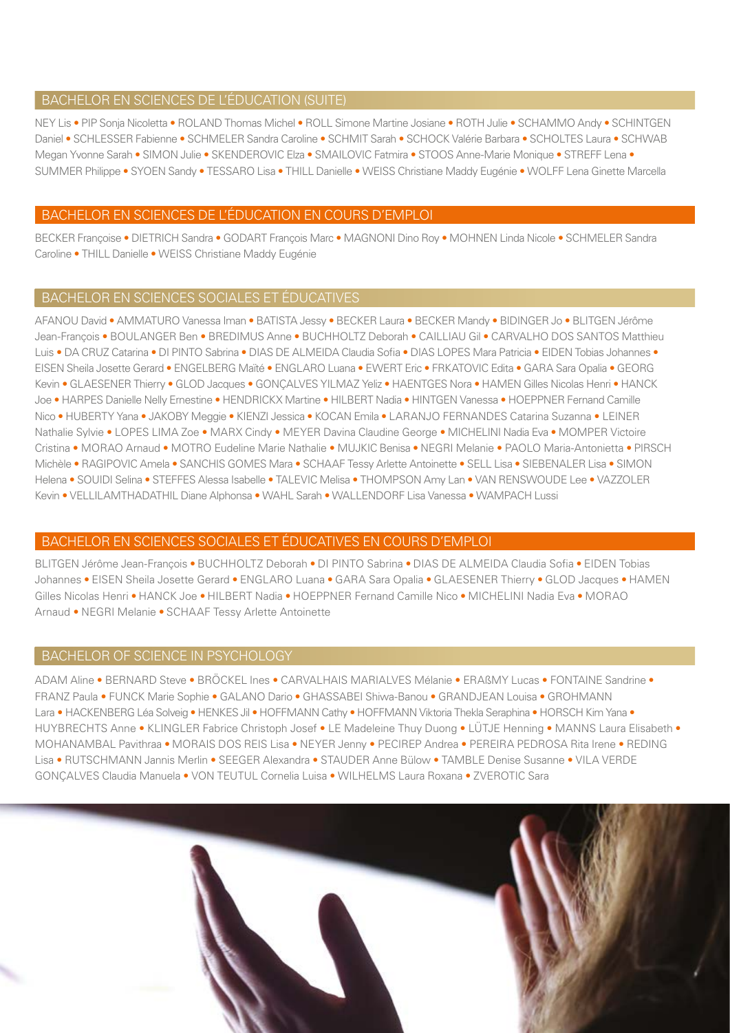## BACHELOR EN SCIENCES DE L'ÉDUCATION (SUITE)

NEY Lis • PIP Sonja Nicoletta • ROLAND Thomas Michel • ROLL Simone Martine Josiane • ROTH Julie • SCHAMMO Andy • SCHINTGEN Daniel • SCHLESSER Fabienne • SCHMELER Sandra Caroline • SCHMIT Sarah • SCHOCK Valérie Barbara • SCHOLTES Laura • SCHWAB Megan Yvonne Sarah • SIMON Julie • SKENDEROVIC Elza • SMAILOVIC Fatmira • STOOS Anne-Marie Monique • STREFF Lena • SUMMER Philippe • SYOEN Sandy • TESSARO Lisa • THILL Danielle • WEISS Christiane Maddy Eugénie • WOLFF Lena Ginette Marcella

## BACHELOR EN SCIENCES DE L'ÉDUCATION EN COURS D'EMPLOI

BECKER Françoise • DIETRICH Sandra • GODART François Marc • MAGNONI Dino Roy • MOHNEN Linda Nicole • SCHMELER Sandra Caroline • THILL Danielle • WEISS Christiane Maddy Eugénie

## BACHELOR EN SCIENCES SOCIALES ET ÉDUCATIVES

AFANOU David • AMMATURO Vanessa Iman • BATISTA Jessy • BECKER Laura • BECKER Mandy • BIDINGER Jo • BLITGEN Jérôme Jean-François • BOULANGER Ben • BREDIMUS Anne • BUCHHOLTZ Deborah • CAILLIAU Gil • CARVALHO DOS SANTOS Matthieu Luis • DA CRUZ Catarina • DI PINTO Sabrina • DIAS DE ALMEIDA Claudia Sofia • DIAS LOPES Mara Patricia • EIDEN Tobias Johannes • EISEN Sheila Josette Gerard • ENGELBERG Maïté • ENGLARO Luana • EWERT Eric • FRKATOVIC Edita • GARA Sara Opalia • GEORG Kevin • GLAESENER Thierry • GLOD Jacques • GONÇALVES YILMAZ Yeliz • HAENTGES Nora • HAMEN Gilles Nicolas Henri • HANCK Joe • HARPES Danielle Nelly Ernestine • HENDRICKX Martine • HILBERT Nadia • HINTGEN Vanessa • HOEPPNER Fernand Camille Nico • HUBERTY Yana • JAKOBY Meggie • KIENZI Jessica • KOCAN Emila • LARANJO FERNANDES Catarina Suzanna • LEINER Nathalie Sylvie • LOPES LIMA Zoe • MARX Cindy • MEYER Davina Claudine George • MICHELINI Nadia Eva • MOMPER Victoire Cristina • MORAO Arnaud • MOTRO Eudeline Marie Nathalie • MUJKIC Benisa • NEGRI Melanie • PAOLO Maria-Antonietta • PIRSCH Michèle • RAGIPOVIC Amela • SANCHIS GOMES Mara • SCHAAF Tessy Arlette Antoinette • SELL Lisa • SIEBENALER Lisa • SIMON Helena • SOUIDI Selina • STEFFES Alessa Isabelle • TALEVIC Melisa • THOMPSON Amy Lan • VAN RENSWOUDE Lee • VAZZOLER Kevin • VELLILAMTHADATHIL Diane Alphonsa • WAHL Sarah • WALLENDORF Lisa Vanessa • WAMPACH Lussi

## BACHELOR EN SCIENCES SOCIALES ET ÉDUCATIVES EN COURS D'EMPLOI

BLITGEN Jérôme Jean-François • BUCHHOLTZ Deborah • DI PINTO Sabrina • DIAS DE ALMEIDA Claudia Sofia • EIDEN Tobias Johannes • EISEN Sheila Josette Gerard • ENGLARO Luana • GARA Sara Opalia • GLAESENER Thierry • GLOD Jacques • HAMEN Gilles Nicolas Henri • HANCK Joe • HILBERT Nadia • HOEPPNER Fernand Camille Nico • MICHELINI Nadia Eva • MORAO Arnaud • NEGRI Melanie • SCHAAF Tessy Arlette Antoinette

## BACHELOR OF SCIENCE IN PSYCHOLOGY

ADAM Aline • BERNARD Steve • BRÖCKEL Ines • CARVALHAIS MARIALVES Mélanie • ERAßMY Lucas • FONTAINE Sandrine • FRANZ Paula • FUNCK Marie Sophie • GALANO Dario • GHASSABEI Shiwa-Banou • GRANDJEAN Louisa • GROHMANN Lara • HACKENBERG Léa Solveig • HENKES Jil • HOFFMANN Cathy • HOFFMANN Viktoria Thekla Seraphina • HORSCH Kim Yana • HUYBRECHTS Anne • KLINGLER Fabrice Christoph Josef • LE Madeleine Thuy Duong • LÜTJE Henning • MANNS Laura Elisabeth • MOHANAMBAL Pavithraa • MORAIS DOS REIS Lisa • NEYER Jenny • PECIREP Andrea • PEREIRA PEDROSA Rita Irene • REDING Lisa • RUTSCHMANN Jannis Merlin • SEEGER Alexandra • STAUDER Anne Bülow • TAMBLE Denise Susanne • VILA VERDE GONÇALVES Claudia Manuela • VON TEUTUL Cornelia Luisa • WILHELMS Laura Roxana • ZVEROTIC Sara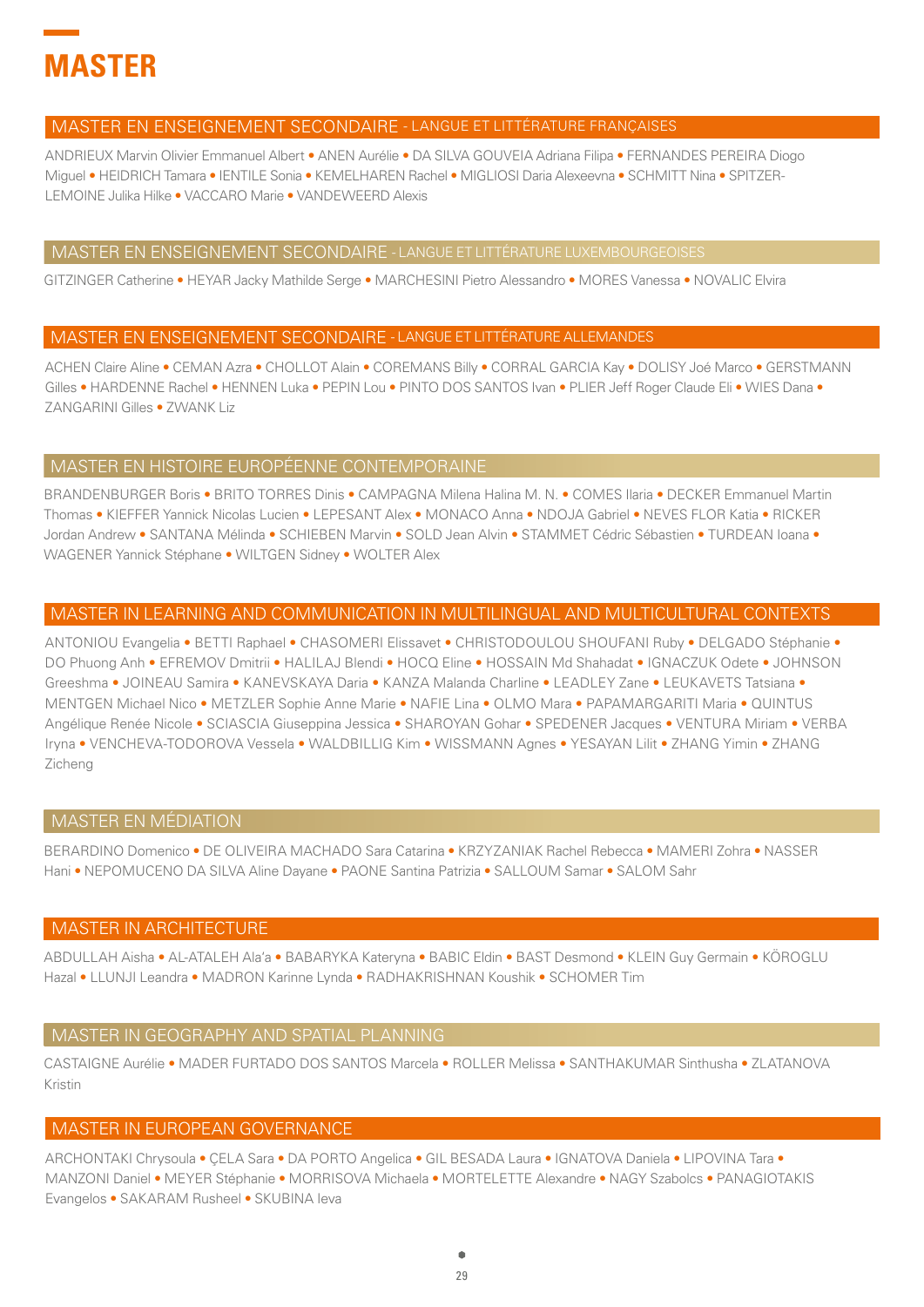# MASTER

## MASTER EN ENSEIGNEMENT SECONDAIRE - LANGUE ET LITTÉRATURE FRANÇAISES

ANDRIEUX Marvin Olivier Emmanuel Albert • ANEN Aurélie • DA SILVA GOUVEIA Adriana Filipa • FERNANDES PEREIRA Diogo Miguel • HEIDRICH Tamara • IENTILE Sonia • KEMELHAREN Rachel • MIGLIOSI Daria Alexeevna • SCHMITT Nina • SPITZER-LEMOINE Julika Hilke • VACCARO Marie • VANDEWEERD Alexis

## MASTER EN ENSEIGNEMENT SECONDAIRE - LANGUE ET LITTÉRATURE LUXEMBOURGEOISES

GITZINGER Catherine • HEYAR Jacky Mathilde Serge • MARCHESINI Pietro Alessandro • MORES Vanessa • NOVALIC Elvira

## MASTER EN ENSEIGNEMENT SECONDAIRE - LANGUE ET LITTÉRATURE ALLEMANDES

ACHEN Claire Aline • CEMAN Azra • CHOLLOT Alain • COREMANS Billy • CORRAL GARCIA Kay • DOLISY Joé Marco • GERSTMANN Gilles • HARDENNE Rachel • HENNEN Luka • PEPIN Lou • PINTO DOS SANTOS Ivan • PLIER Jeff Roger Claude Eli • WIES Dana • ZANGARINI Gilles • ZWANK Liz

## MASTER EN HISTOIRE EUROPÉENNE CONTEMPORAINE

BRANDENBURGER Boris • BRITO TORRES Dinis • CAMPAGNA Milena Halina M. N. • COMES Ilaria • DECKER Emmanuel Martin Thomas • KIEFFER Yannick Nicolas Lucien • LEPESANT Alex • MONACO Anna • NDOJA Gabriel • NEVES FLOR Katia • RICKER Jordan Andrew • SANTANA Mélinda • SCHIEBEN Marvin • SOLD Jean Alvin • STAMMET Cédric Sébastien • TURDEAN Ioana • WAGENER Yannick Stéphane • WILTGEN Sidney • WOLTER Alex

## MASTER IN LEARNING AND COMMUNICATION IN MULTILINGUAL AND MULTICULTURAL CONTEXTS

ANTONIOU Evangelia • BETTI Raphael • CHASOMERI Elissavet • CHRISTODOULOU SHOUFANI Ruby • DELGADO Stéphanie • DO Phuong Anh • EFREMOV Dmitrii • HALILAJ Blendi • HOCQ Eline • HOSSAIN Md Shahadat • IGNACZUK Odete • JOHNSON Greeshma • JOINEAU Samira • KANEVSKAYA Daria • KANZA Malanda Charline • LEADLEY Zane • LEUKAVETS Tatsiana • MENTGEN Michael Nico • METZLER Sophie Anne Marie • NAFIE Lina • OLMO Mara • PAPAMARGARITI Maria • QUINTUS Angélique Renée Nicole • SCIASCIA Giuseppina Jessica • SHAROYAN Gohar • SPEDENER Jacques • VENTURA Miriam • VERBA Iryna • VENCHEVA-TODOROVA Vessela • WALDBILLIG Kim • WISSMANN Agnes • YESAYAN Lilit • ZHANG Yimin • ZHANG Zicheng

## MASTER EN MÉDIATION

BERARDINO Domenico • DE OLIVEIRA MACHADO Sara Catarina • KRZYZANIAK Rachel Rebecca • MAMERI Zohra • NASSER Hani • NEPOMUCENO DA SILVA Aline Dayane • PAONE Santina Patrizia • SALLOUM Samar • SALOM Sahr

## MASTER IN ARCHITECTURE

ABDULLAH Aisha • AL-ATALEH Ala'a • BABARYKA Kateryna • BABIC Eldin • BAST Desmond • KLEIN Guy Germain • KÖROGLU Hazal • LLUNJI Leandra • MADRON Karinne Lynda • RADHAKRISHNAN Koushik • SCHOMER Tim

## MASTER IN GEOGRAPHY AND SPATIAL PLANNING

CASTAIGNE Aurélie • MADER FURTADO DOS SANTOS Marcela • ROLLER Melissa • SANTHAKUMAR Sinthusha • ZLATANOVA Kristin

## MASTER IN EUROPEAN GOVERNANCE

ARCHONTAKI Chrysoula • ÇELA Sara • DA PORTO Angelica • GIL BESADA Laura • IGNATOVA Daniela • LIPOVINA Tara • MANZONI Daniel • MEYER Stéphanie • MORRISOVA Michaela • MORTELETTE Alexandre • NAGY Szabolcs • PANAGIOTAKIS Evangelos • SAKARAM Rusheel • SKUBINA Ieva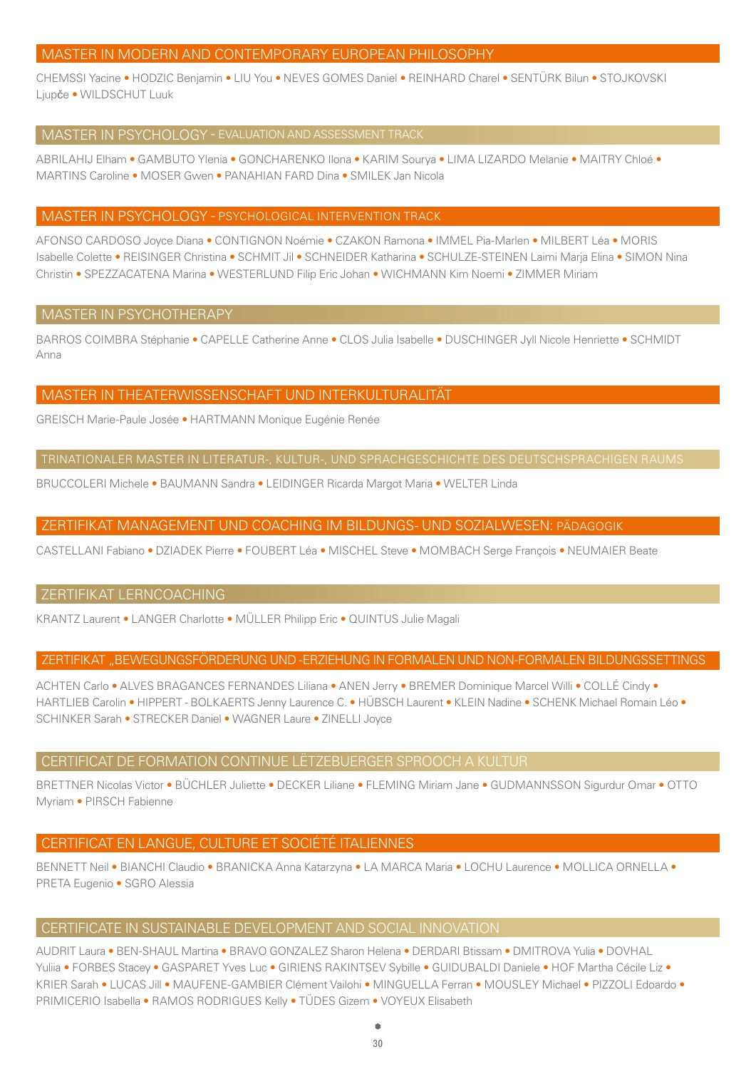## MASTER IN MODERN AND CONTEMPORARY EUROPEAN PHILOSOPHY

CHEMSSI Yacine • HODZIC Benjamin • LIU You • NEVES GOMES Daniel • REINHARD Charel • SENTÜRK Bilun • STOJKOVSKI Ljupče • WILDSCHUT Luuk

## MASTER IN PSYCHOLOGY - EVALUATION AND ASSESSMENT TRACK

ABRILAHIJ Elham • GAMBUTO Ylenia • GONCHARENKO Ilona • KARIM Sourya • LIMA LIZARDO Melanie • MAITRY Chloé • MARTINS Caroline • MOSER Gwen • PANAHIAN FARD Dina • SMILEK Jan Nicola

## MASTER IN PSYCHOLOGY - PSYCHOLOGICAL INTERVENTION TRACK

AFONSO CARDOSO Joyce Diana • CONTIGNON Noémie • CZAKON Ramona • IMMEL Pia-Marlen • MILBERT Léa • MORIS Isabelle Colette • REISINGER Christina • SCHMIT Jil • SCHNEIDER Katharina • SCHULZE-STEINEN Laimi Marja Elina • SIMON Nina Christin • SPEZZACATENA Marina • WESTERLUND Filip Eric Johan • WICHMANN Kim Noemi • ZIMMER Miriam

## MASTER IN PSYCHOTHERAPY

BARROS COIMBRA Stéphanie • CAPELLE Catherine Anne • CLOS Julia Isabelle • DUSCHINGER Jyll Nicole Henriette • SCHMIDT Anna

## MASTER IN THEATERWISSENSCHAFT UND INTERKULTURALITÄT

GREISCH Marie-Paule Josée • HARTMANN Monique Eugénie Renée

## TRINATIONALER MASTER IN LITERATUR-, KULTUR-, UND SPRACHGESCHICHTE DES DEUTSCHSPRACHIGEN RAUMS

BRUCCOLERI Michele • BAUMANN Sandra • LEIDINGER Ricarda Margot Maria • WELTER Linda

## ZERTIFIKAT MANAGEMENT UND COACHING IM BILDUNGS- UND SOZIALWESEN: PÄDAGOGIK

CASTELLANI Fabiano • DZIADEK Pierre • FOUBERT Léa • MISCHEL Steve • MOMBACH Serge François • NEUMAIER Beate

## ZERTIFIKAT LERNCOACHING

KRANTZ Laurent • LANGER Charlotte • MÜLLER Philipp Eric • QUINTUS Julie Magali

## ZERTIFIKAT „BEWEGUNGSFÖRDERUNG UND -ERZIEHUNG IN FORMALEN UND NON-FORMALEN BILDUNGSSETTINGS

ACHTEN Carlo • ALVES BRAGANCES FERNANDES Liliana • ANEN Jerry • BREMER Dominique Marcel Willi • COLLÉ Cindy • HARTLIEB Carolin • HIPPERT - BOLKAERTS Jenny Laurence C. • HÜBSCH Laurent • KLEIN Nadine • SCHENK Michael Romain Léo • SCHINKER Sarah • STRECKER Daniel • WAGNER Laure • ZINELLI Joyce

## CERTIFICAT DE FORMATION CONTINUE LËTZEBUERGER SPROOCH A KULTUR

BRETTNER Nicolas Victor • BÜCHLER Juliette • DECKER Liliane • FLEMING Miriam Jane • GUDMANNSSON Sigurdur Omar • OTTO Myriam • PIRSCH Fabienne

## CERTIFICAT EN LANGUE, CULTURE ET SOCIÉTÉ ITALIENNES

BENNETT Neil • BIANCHI Claudio • BRANICKA Anna Katarzyna • LA MARCA Maria • LOCHU Laurence • MOLLICA ORNELLA • PRETA Eugenio • SGRO Alessia

## CERTIFICATE IN SUSTAINABLE DEVELOPMENT AND SOCIAL INNOVATION

AUDRIT Laura • BEN-SHAUL Martina • BRAVO GONZALEZ Sharon Helena • DERDARI Btissam • DMITROVA Yulia • DOVHAL Yuliia • FORBES Stacey • GASPARET Yves Luc • GIRIENS RAKINTSEV Sybille • GUIDUBALDI Daniele • HOF Martha Cécile Liz • KRIER Sarah • LUCAS Jill • MAUFENE-GAMBIER Clément Vailohi • MINGUELLA Ferran • MOUSLEY Michael • PIZZOLI Edoardo • PRIMICERIO Isabella • RAMOS RODRIGUES Kelly • TÜDES Gizem • VOYEUX Elisabeth